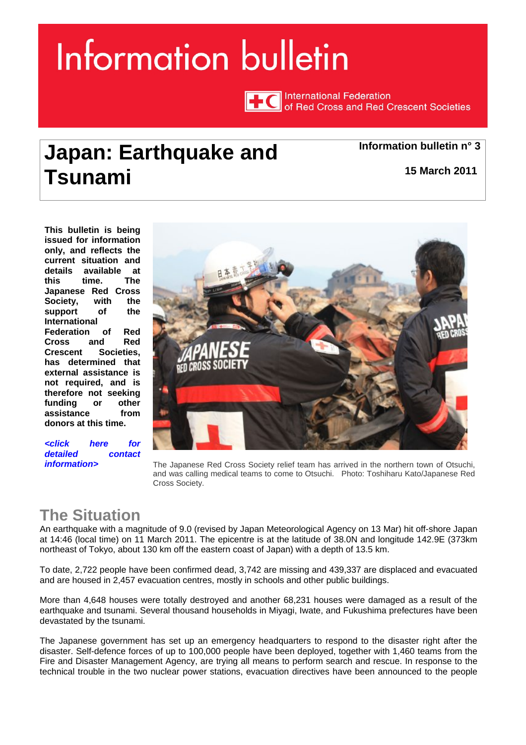# Information bulletin

International Federation of Red Cross and Red Crescent Societies

# Japan: Earthquake and Tsunami

**Information bulletin n° 3**

**15 March 2011**

**This bulletin is being issued for information only, and reflects the current situation and details available at this time. The Japanese Red Cross Society, with the support of the International Federation of Red Cross and Red Crescent Societies, has determined that external assistance is not required, and is therefore not seeking funding or other assistance from donors at this time.**

***<click here for detailed contact information>***

The Japanese Red Cross Society relief team has arrived in the northern town of Otsuchi, and was calling medical teams to come to Otsuchi. Photo: Toshiharu Kato/Japanese Red Cross Society.

## The Situation

An earthquake with a magnitude of 9.0 (revised by Japan Meteorological Agency on 13 Mar) hit off-shore Japan at 14:46 (local time) on 11 March 2011. The epicentre is at the latitude of 38.0N and longitude 142.9E (373km northeast of Tokyo, about 130 km off the eastern coast of Japan) with a depth of 13.5 km.

To date, 2,722 people have been confirmed dead, 3,742 are missing and 439,337 are displaced and evacuated and are housed in 2,457 evacuation centres, mostly in schools and other public buildings.

More than 4,648 houses were totally destroyed and another 68,231 houses were damaged as a result of the earthquake and tsunami. Several thousand households in Miyagi, Iwate, and Fukushima prefectures have been devastated by the tsunami.

The Japanese government has set up an emergency headquarters to respond to the disaster right after the disaster. Self-defence forces of up to 100,000 people have been deployed, together with 1,460 teams from the Fire and Disaster Management Agency, are trying all means to perform search and rescue. In response to the technical trouble in the two nuclear power stations, evacuation directives have been announced to the people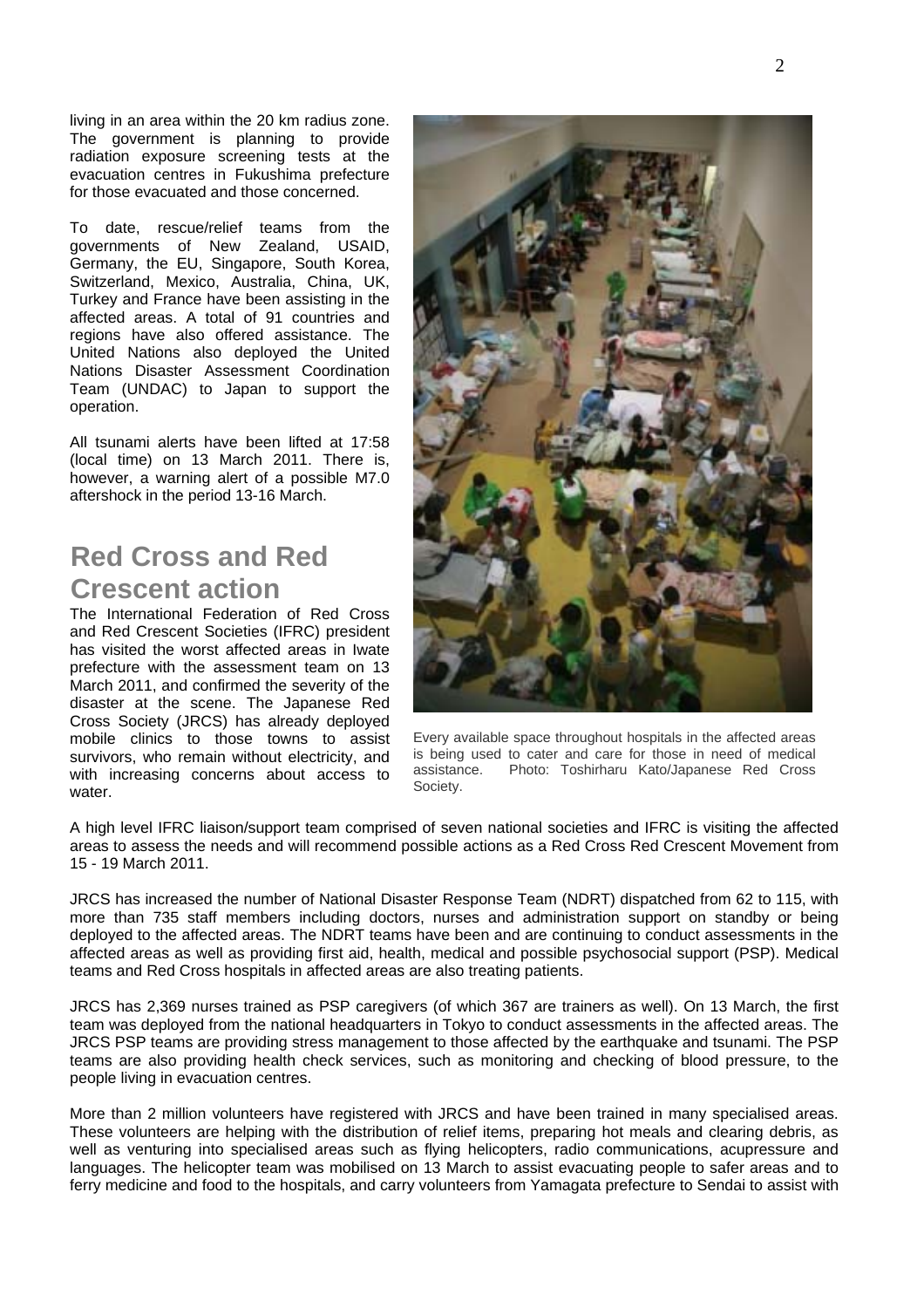living in an area within the 20 km radius zone. The government is planning to provide radiation exposure screening tests at the evacuation centres in Fukushima prefecture for those evacuated and those concerned.

To date, rescue/relief teams from the governments of New Zealand, USAID, Germany, the EU, Singapore, South Korea, Switzerland, Mexico, Australia, China, UK, Turkey and France have been assisting in the affected areas. A total of 91 countries and regions have also offered assistance. The United Nations also deployed the United Nations Disaster Assessment Coordination Team (UNDAC) to Japan to support the operation.

All tsunami alerts have been lifted at 17:58 (local time) on 13 March 2011. There is, however, a warning alert of a possible M7.0 aftershock in the period 13-16 March.

## Red Cross and Red Crescent action

The International Federation of Red Cross and Red Crescent Societies (IFRC) president has visited the worst affected areas in Iwate prefecture with the assessment team on 13 March 2011, and confirmed the severity of the disaster at the scene. The Japanese Red Cross Society (JRCS) has already deployed mobile clinics to those towns to assist survivors, who remain without electricity, and with increasing concerns about access to water.

Every available space throughout hospitals in the affected areas is being used to cater and care for those in need of medical assistance. Photo: Toshirharu Kato/Japanese Red Cross Society.

A high level IFRC liaison/support team comprised of seven national societies and IFRC is visiting the affected areas to assess the needs and will recommend possible actions as a Red Cross Red Crescent Movement from 15 - 19 March 2011.

JRCS has increased the number of National Disaster Response Team (NDRT) dispatched from 62 to 115, with more than 735 staff members including doctors, nurses and administration support on standby or being deployed to the affected areas. The NDRT teams have been and are continuing to conduct assessments in the affected areas as well as providing first aid, health, medical and possible psychosocial support (PSP). Medical teams and Red Cross hospitals in affected areas are also treating patients.

JRCS has 2,369 nurses trained as PSP caregivers (of which 367 are trainers as well). On 13 March, the first team was deployed from the national headquarters in Tokyo to conduct assessments in the affected areas. The JRCS PSP teams are providing stress management to those affected by the earthquake and tsunami. The PSP teams are also providing health check services, such as monitoring and checking of blood pressure, to the people living in evacuation centres.

More than 2 million volunteers have registered with JRCS and have been trained in many specialised areas. These volunteers are helping with the distribution of relief items, preparing hot meals and clearing debris, as well as venturing into specialised areas such as flying helicopters, radio communications, acupressure and languages. The helicopter team was mobilised on 13 March to assist evacuating people to safer areas and to ferry medicine and food to the hospitals, and carry volunteers from Yamagata prefecture to Sendai to assist with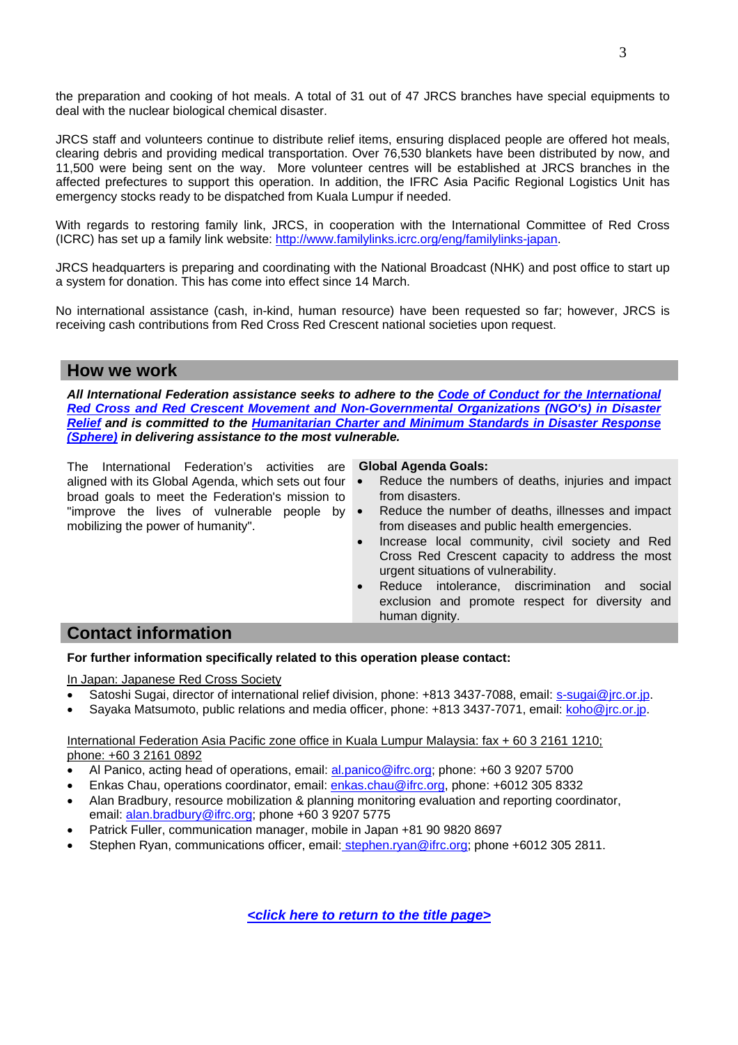the preparation and cooking of hot meals. A total of 31 out of 47 JRCS branches have special equipments to deal with the nuclear biological chemical disaster.

JRCS staff and volunteers continue to distribute relief items, ensuring displaced people are offered hot meals, clearing debris and providing medical transportation. Over 76,530 blankets have been distributed by now, and 11,500 were being sent on the way. More volunteer centres will be established at JRCS branches in the affected prefectures to support this operation. In addition, the IFRC Asia Pacific Regional Logistics Unit has emergency stocks ready to be dispatched from Kuala Lumpur if needed.

With regards to restoring family link, JRCS, in cooperation with the International Committee of Red Cross (ICRC) has set up a family link website: [http://www.familylinks.icrc.org/eng/familylinks-japan](http://www.familylinks.icrc.org/eng/familylinks-japan).

JRCS headquarters is preparing and coordinating with the National Broadcast (NHK) and post office to start up a system for donation. This has come into effect since 14 March.

No international assistance (cash, in-kind, human resource) have been requested so far; however, JRCS is receiving cash contributions from Red Cross Red Crescent national societies upon request.

## How we work

***All International Federation assistance seeks to adhere to the [Code of Conduct for the International Red Cross and Red Crescent Movement and Non-Governmental Organizations (NGO's) in Disaster Relief](#) and is committed to the [Humanitarian Charter and Minimum Standards in Disaster Response (Sphere)](#) in delivering assistance to the most vulnerable.***

The International Federation's activities are aligned with its Global Agenda, which sets out four broad goals to meet the Federation's mission to "improve the lives of vulnerable people by mobilizing the power of humanity".

**Global Agenda Goals:**

- Reduce the numbers of deaths, injuries and impact from disasters.
- Reduce the number of deaths, illnesses and impact from diseases and public health emergencies.
- Increase local community, civil society and Red Cross Red Crescent capacity to address the most urgent situations of vulnerability.
- Reduce intolerance, discrimination and social exclusion and promote respect for diversity and human dignity.

## Contact information

**For further information specifically related to this operation please contact:**

In Japan: Japanese Red Cross Society

- Satoshi Sugai, director of international relief division, phone: +813 3437-7088, email: s-sugai@jrc.or.jp.
- Sayaka Matsumoto, public relations and media officer, phone: +813 3437-7071, email: koho@jrc.or.jp.

International Federation Asia Pacific zone office in Kuala Lumpur Malaysia: fax + 60 3 2161 1210; phone: +60 3 2161 0892

- Al Panico, acting head of operations, email: al.panico@ifrc.org; phone: +60 3 9207 5700
- Enkas Chau, operations coordinator, email: enkas.chau@ifrc.org, phone: +6012 305 8332
- Alan Bradbury, resource mobilization & planning monitoring evaluation and reporting coordinator, email: alan.bradbury@ifrc.org; phone +60 3 9207 5775
- Patrick Fuller, communication manager, mobile in Japan +81 90 9820 8697
- Stephen Ryan, communications officer, email: stephen.ryan@ifrc.org; phone +6012 305 2811.

***[<click here to return to the title page>](#)***